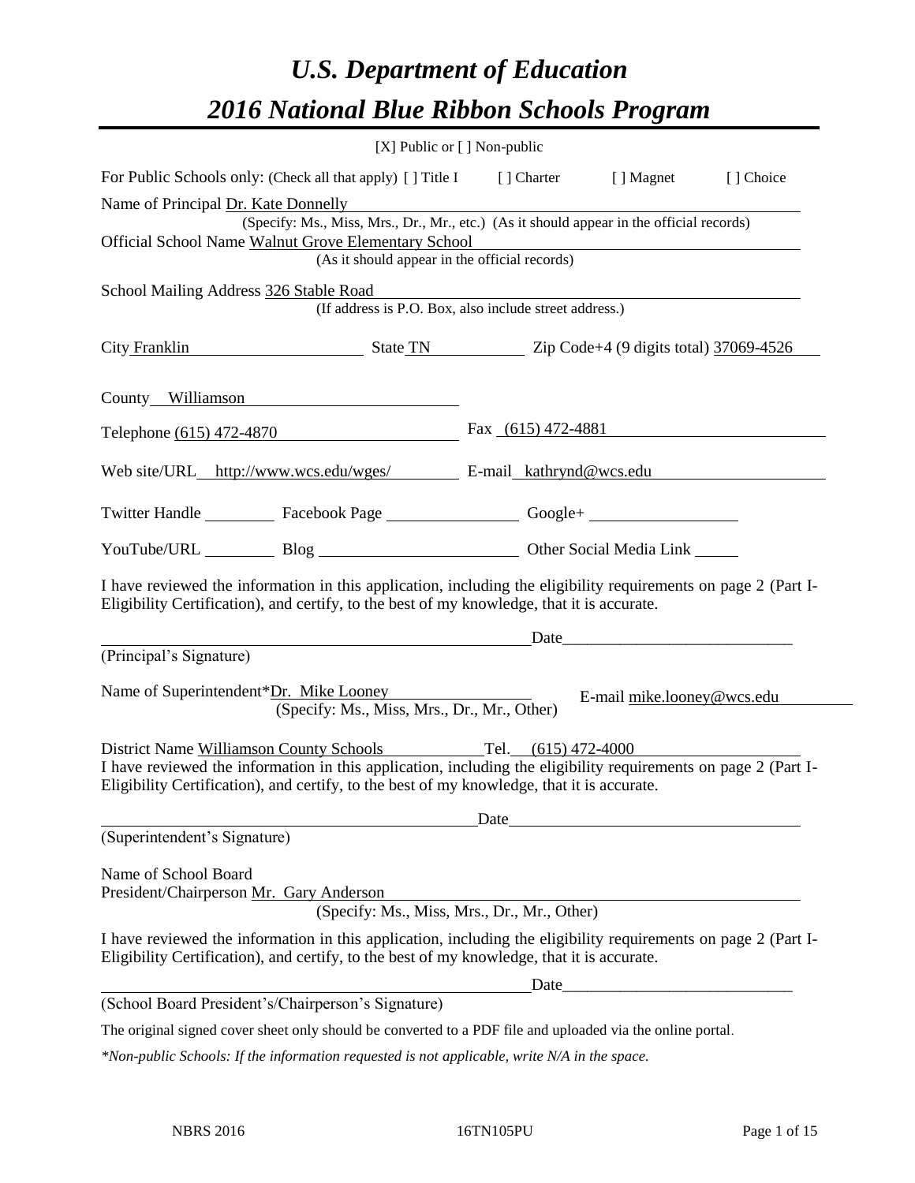# *U.S. Department of Education*

# *2016 National Blue Ribbon Schools Program*

[X] Public or [ ] Non-public

For Public Schools only: (Check all that apply) [ ] Title I [ ] Charter [ ] Magnet [ ] Choice

Name of Principal Dr. Kate Donnelly
(Specify: Ms., Miss, Mrs., Dr., Mr., etc.) (As it should appear in the official records)

Official School Name Walnut Grove Elementary School
(As it should appear in the official records)

School Mailing Address 326 Stable Road
(If address is P.O. Box, also include street address.)

City Franklin State TN Zip Code+4 (9 digits total) 37069-4526

County Williamson

Telephone (615) 472-4870 Fax (615) 472-4881

Web site/URL http://www.wcs.edu/wges/ E-mail kathrynd@wcs.edu

Twitter Handle ________ Facebook Page ________ Google+ ________

YouTube/URL ________ Blog ________ Other Social Media Link ________

I have reviewed the information in this application, including the eligibility requirements on page 2 (Part I-Eligibility Certification), and certify, to the best of my knowledge, that it is accurate.

_________________________________________ Date_______________________

(Principal's Signature)

Name of Superintendent*Dr. Mike Looney E-mail mike.looney@wcs.edu
(Specify: Ms., Miss, Mrs., Dr., Mr., Other)

District Name Williamson County Schools Tel. (615) 472-4000

I have reviewed the information in this application, including the eligibility requirements on page 2 (Part I-Eligibility Certification), and certify, to the best of my knowledge, that it is accurate.

_________________________________________ Date_______________________

(Superintendent's Signature)

Name of School Board
President/Chairperson Mr. Gary Anderson
(Specify: Ms., Miss, Mrs., Dr., Mr., Other)

I have reviewed the information in this application, including the eligibility requirements on page 2 (Part I-Eligibility Certification), and certify, to the best of my knowledge, that it is accurate.

_________________________________________ Date_______________________

(School Board President's/Chairperson's Signature)

The original signed cover sheet only should be converted to a PDF file and uploaded via the online portal.

*\*Non-public Schools: If the information requested is not applicable, write N/A in the space.*

NBRS 2016 16TN105PU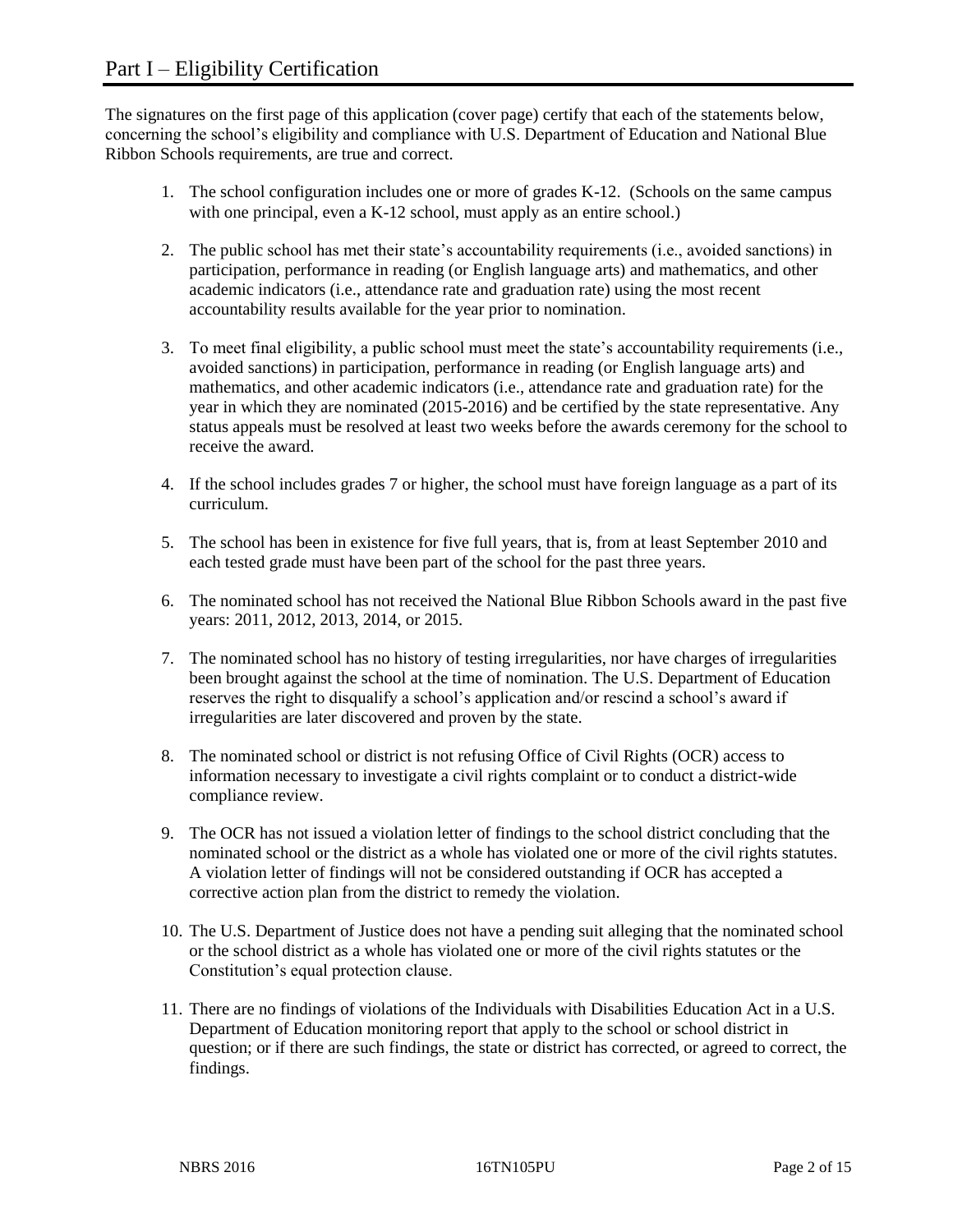# Part I – Eligibility Certification

The signatures on the first page of this application (cover page) certify that each of the statements below, concerning the school's eligibility and compliance with U.S. Department of Education and National Blue Ribbon Schools requirements, are true and correct.

1. The school configuration includes one or more of grades K-12. (Schools on the same campus with one principal, even a K-12 school, must apply as an entire school.)
2. The public school has met their state's accountability requirements (i.e., avoided sanctions) in participation, performance in reading (or English language arts) and mathematics, and other academic indicators (i.e., attendance rate and graduation rate) using the most recent accountability results available for the year prior to nomination.
3. To meet final eligibility, a public school must meet the state's accountability requirements (i.e., avoided sanctions) in participation, performance in reading (or English language arts) and mathematics, and other academic indicators (i.e., attendance rate and graduation rate) for the year in which they are nominated (2015-2016) and be certified by the state representative. Any status appeals must be resolved at least two weeks before the awards ceremony for the school to receive the award.
4. If the school includes grades 7 or higher, the school must have foreign language as a part of its curriculum.
5. The school has been in existence for five full years, that is, from at least September 2010 and each tested grade must have been part of the school for the past three years.
6. The nominated school has not received the National Blue Ribbon Schools award in the past five years: 2011, 2012, 2013, 2014, or 2015.
7. The nominated school has no history of testing irregularities, nor have charges of irregularities been brought against the school at the time of nomination. The U.S. Department of Education reserves the right to disqualify a school's application and/or rescind a school's award if irregularities are later discovered and proven by the state.
8. The nominated school or district is not refusing Office of Civil Rights (OCR) access to information necessary to investigate a civil rights complaint or to conduct a district-wide compliance review.
9. The OCR has not issued a violation letter of findings to the school district concluding that the nominated school or the district as a whole has violated one or more of the civil rights statutes. A violation letter of findings will not be considered outstanding if OCR has accepted a corrective action plan from the district to remedy the violation.
10. The U.S. Department of Justice does not have a pending suit alleging that the nominated school or the school district as a whole has violated one or more of the civil rights statutes or the Constitution's equal protection clause.
11. There are no findings of violations of the Individuals with Disabilities Education Act in a U.S. Department of Education monitoring report that apply to the school or school district in question; or if there are such findings, the state or district has corrected, or agreed to correct, the findings.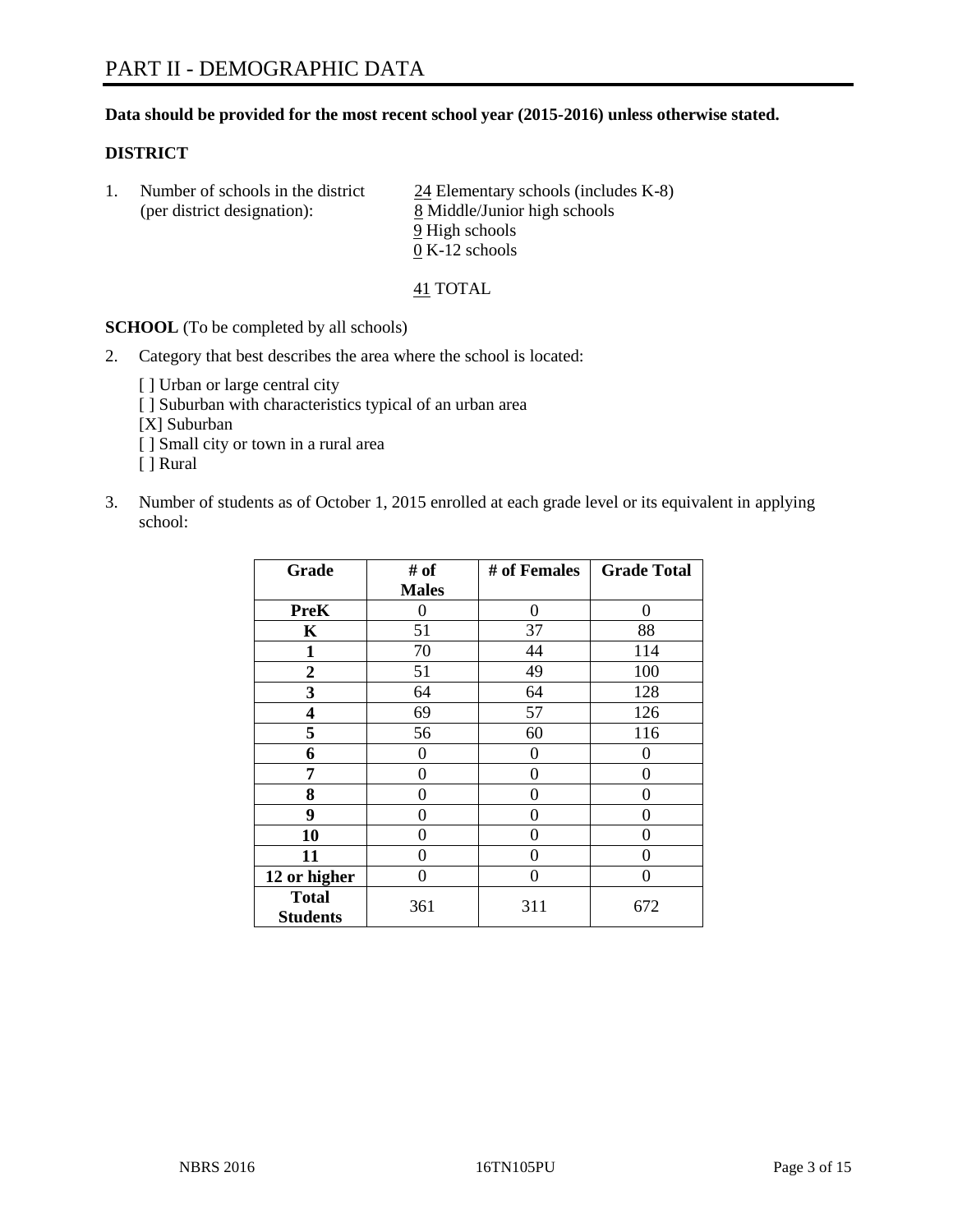# PART II - DEMOGRAPHIC DATA

**Data should be provided for the most recent school year (2015-2016) unless otherwise stated.**

**DISTRICT**

1. Number of schools in the district (per district designation):
   - 24 Elementary schools (includes K-8)
   - 8 Middle/Junior high schools
   - 9 High schools
   - 0 K-12 schools

   41 TOTAL

**SCHOOL** (To be completed by all schools)

2. Category that best describes the area where the school is located:

   [ ] Urban or large central city
   [ ] Suburban with characteristics typical of an urban area
   [X] Suburban
   [ ] Small city or town in a rural area
   [ ] Rural

3. Number of students as of October 1, 2015 enrolled at each grade level or its equivalent in applying school:

| Grade | # of Males | # of Females | Grade Total |
|---|---|---|---|
| **PreK** | 0 | 0 | 0 |
| **K** | 51 | 37 | 88 |
| **1** | 70 | 44 | 114 |
| **2** | 51 | 49 | 100 |
| **3** | 64 | 64 | 128 |
| **4** | 69 | 57 | 126 |
| **5** | 56 | 60 | 116 |
| **6** | 0 | 0 | 0 |
| **7** | 0 | 0 | 0 |
| **8** | 0 | 0 | 0 |
| **9** | 0 | 0 | 0 |
| **10** | 0 | 0 | 0 |
| **11** | 0 | 0 | 0 |
| **12 or higher** | 0 | 0 | 0 |
| **Total Students** | 361 | 311 | 672 |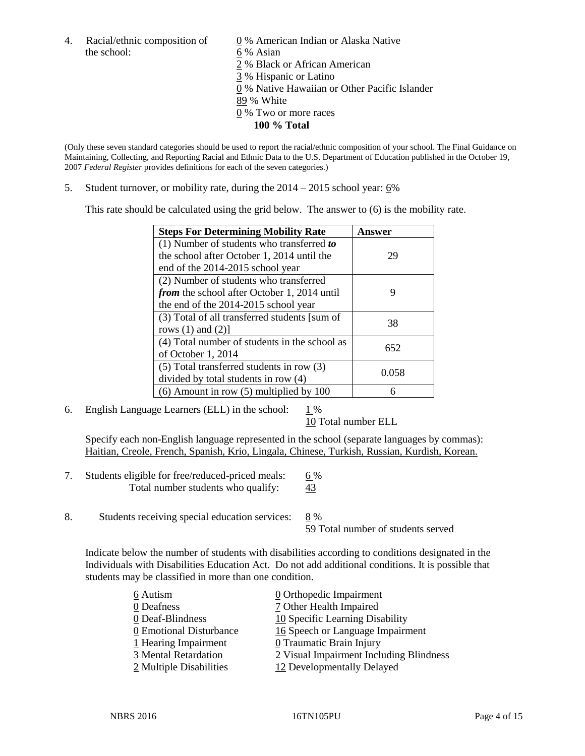4. Racial/ethnic composition of the school:

0 % American Indian or Alaska Native
6 % Asian
2 % Black or African American
3 % Hispanic or Latino
0 % Native Hawaiian or Other Pacific Islander
89 % White
0 % Two or more races
**100 % Total**

(Only these seven standard categories should be used to report the racial/ethnic composition of your school. The Final Guidance on Maintaining, Collecting, and Reporting Racial and Ethnic Data to the U.S. Department of Education published in the October 19, 2007 *Federal Register* provides definitions for each of the seven categories.)

5. Student turnover, or mobility rate, during the 2014 – 2015 school year: 6%

This rate should be calculated using the grid below. The answer to (6) is the mobility rate.

| **Steps For Determining Mobility Rate** | **Answer** |
|---|---|
| (1) Number of students who transferred ***to*** the school after October 1, 2014 until the end of the 2014-2015 school year | 29 |
| (2) Number of students who transferred ***from*** the school after October 1, 2014 until the end of the 2014-2015 school year | 9 |
| (3) Total of all transferred students [sum of rows (1) and (2)] | 38 |
| (4) Total number of students in the school as of October 1, 2014 | 652 |
| (5) Total transferred students in row (3) divided by total students in row (4) | 0.058 |
| (6) Amount in row (5) multiplied by 100 | 6 |

6. English Language Learners (ELL) in the school: 1 %
10 Total number ELL

Specify each non-English language represented in the school (separate languages by commas): Haitian, Creole, French, Spanish, Krio, Lingala, Chinese, Turkish, Russian, Kurdish, Korean.

7. Students eligible for free/reduced-priced meals: 6 %
Total number students who qualify: 43

8. Students receiving special education services: 8 %
59 Total number of students served

Indicate below the number of students with disabilities according to conditions designated in the Individuals with Disabilities Education Act. Do not add additional conditions. It is possible that students may be classified in more than one condition.

6 Autism
0 Deafness
0 Deaf-Blindness
0 Emotional Disturbance
1 Hearing Impairment
3 Mental Retardation
2 Multiple Disabilities
0 Orthopedic Impairment
7 Other Health Impaired
10 Specific Learning Disability
16 Speech or Language Impairment
0 Traumatic Brain Injury
2 Visual Impairment Including Blindness
12 Developmentally Delayed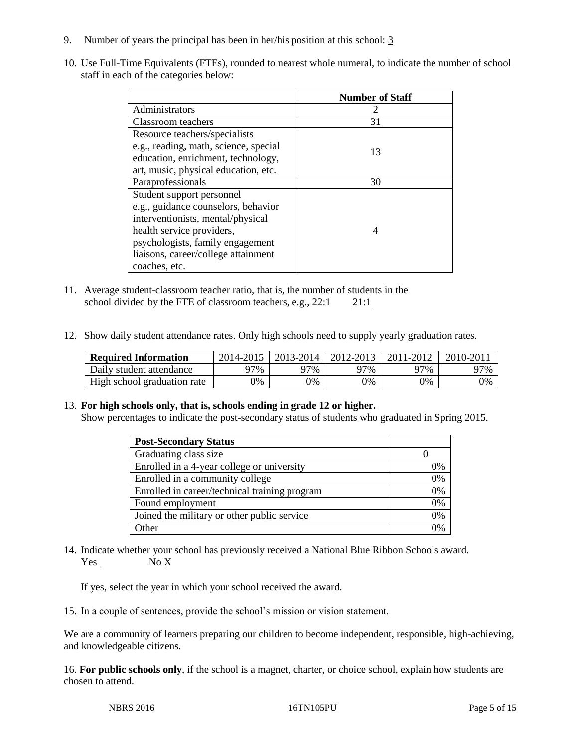9. Number of years the principal has been in her/his position at this school: 3

10. Use Full-Time Equivalents (FTEs), rounded to nearest whole numeral, to indicate the number of school staff in each of the categories below:

| | Number of Staff |
|---|---|
| Administrators | 2 |
| Classroom teachers | 31 |
| Resource teachers/specialists e.g., reading, math, science, special education, enrichment, technology, art, music, physical education, etc. | 13 |
| Paraprofessionals | 30 |
| Student support personnel e.g., guidance counselors, behavior interventionists, mental/physical health service providers, psychologists, family engagement liaisons, career/college attainment coaches, etc. | 4 |

11. Average student-classroom teacher ratio, that is, the number of students in the school divided by the FTE of classroom teachers, e.g., 22:1 21:1

12. Show daily student attendance rates. Only high schools need to supply yearly graduation rates.

| Required Information | 2014-2015 | 2013-2014 | 2012-2013 | 2011-2012 | 2010-2011 |
|---|---|---|---|---|---|
| Daily student attendance | 97% | 97% | 97% | 97% | 97% |
| High school graduation rate | 0% | 0% | 0% | 0% | 0% |

13. **For high schools only, that is, schools ending in grade 12 or higher.**
Show percentages to indicate the post-secondary status of students who graduated in Spring 2015.

| Post-Secondary Status | |
|---|---|
| Graduating class size | 0 |
| Enrolled in a 4-year college or university | 0% |
| Enrolled in a community college | 0% |
| Enrolled in career/technical training program | 0% |
| Found employment | 0% |
| Joined the military or other public service | 0% |
| Other | 0% |

14. Indicate whether your school has previously received a National Blue Ribbon Schools award.
Yes No X

If yes, select the year in which your school received the award.

15. In a couple of sentences, provide the school's mission or vision statement.

We are a community of learners preparing our children to become independent, responsible, high-achieving, and knowledgeable citizens.

16. **For public schools only**, if the school is a magnet, charter, or choice school, explain how students are chosen to attend.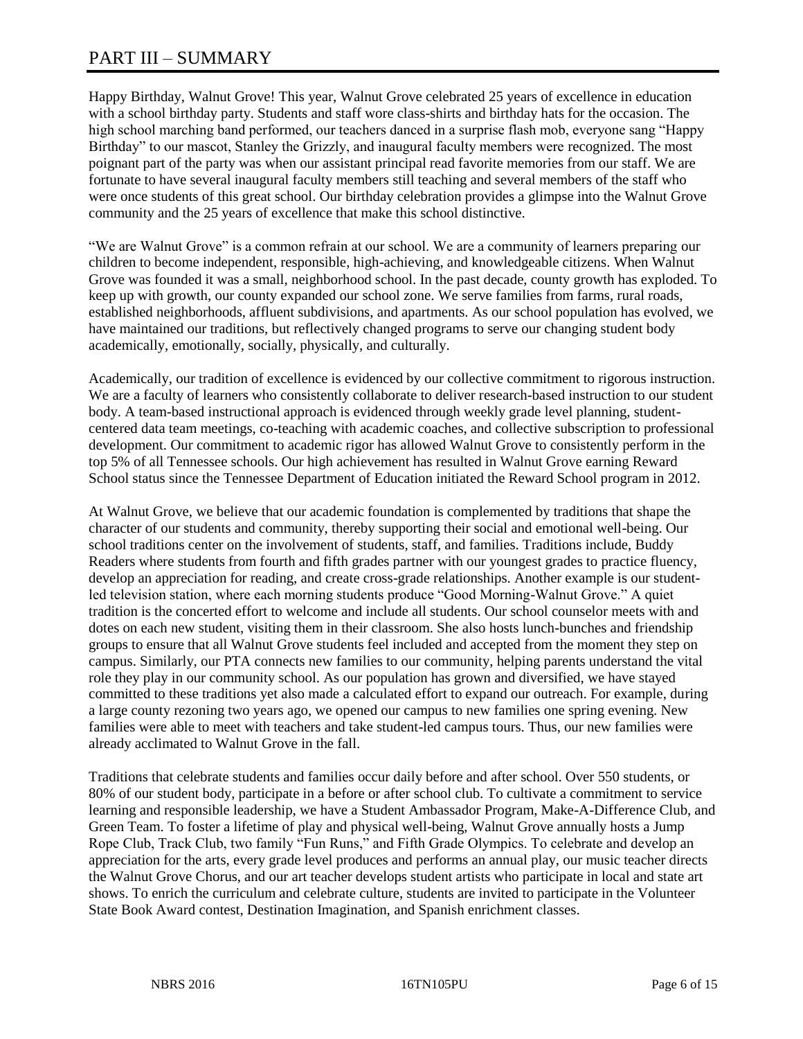# PART III – SUMMARY

Happy Birthday, Walnut Grove! This year, Walnut Grove celebrated 25 years of excellence in education with a school birthday party. Students and staff wore class-shirts and birthday hats for the occasion. The high school marching band performed, our teachers danced in a surprise flash mob, everyone sang "Happy Birthday" to our mascot, Stanley the Grizzly, and inaugural faculty members were recognized. The most poignant part of the party was when our assistant principal read favorite memories from our staff. We are fortunate to have several inaugural faculty members still teaching and several members of the staff who were once students of this great school. Our birthday celebration provides a glimpse into the Walnut Grove community and the 25 years of excellence that make this school distinctive.

"We are Walnut Grove" is a common refrain at our school. We are a community of learners preparing our children to become independent, responsible, high-achieving, and knowledgeable citizens. When Walnut Grove was founded it was a small, neighborhood school. In the past decade, county growth has exploded. To keep up with growth, our county expanded our school zone. We serve families from farms, rural roads, established neighborhoods, affluent subdivisions, and apartments. As our school population has evolved, we have maintained our traditions, but reflectively changed programs to serve our changing student body academically, emotionally, socially, physically, and culturally.

Academically, our tradition of excellence is evidenced by our collective commitment to rigorous instruction. We are a faculty of learners who consistently collaborate to deliver research-based instruction to our student body. A team-based instructional approach is evidenced through weekly grade level planning, student-centered data team meetings, co-teaching with academic coaches, and collective subscription to professional development. Our commitment to academic rigor has allowed Walnut Grove to consistently perform in the top 5% of all Tennessee schools. Our high achievement has resulted in Walnut Grove earning Reward School status since the Tennessee Department of Education initiated the Reward School program in 2012.

At Walnut Grove, we believe that our academic foundation is complemented by traditions that shape the character of our students and community, thereby supporting their social and emotional well-being. Our school traditions center on the involvement of students, staff, and families. Traditions include, Buddy Readers where students from fourth and fifth grades partner with our youngest grades to practice fluency, develop an appreciation for reading, and create cross-grade relationships. Another example is our student-led television station, where each morning students produce "Good Morning-Walnut Grove." A quiet tradition is the concerted effort to welcome and include all students. Our school counselor meets with and dotes on each new student, visiting them in their classroom. She also hosts lunch-bunches and friendship groups to ensure that all Walnut Grove students feel included and accepted from the moment they step on campus. Similarly, our PTA connects new families to our community, helping parents understand the vital role they play in our community school. As our population has grown and diversified, we have stayed committed to these traditions yet also made a calculated effort to expand our outreach. For example, during a large county rezoning two years ago, we opened our campus to new families one spring evening. New families were able to meet with teachers and take student-led campus tours. Thus, our new families were already acclimated to Walnut Grove in the fall.

Traditions that celebrate students and families occur daily before and after school. Over 550 students, or 80% of our student body, participate in a before or after school club. To cultivate a commitment to service learning and responsible leadership, we have a Student Ambassador Program, Make-A-Difference Club, and Green Team. To foster a lifetime of play and physical well-being, Walnut Grove annually hosts a Jump Rope Club, Track Club, two family "Fun Runs," and Fifth Grade Olympics. To celebrate and develop an appreciation for the arts, every grade level produces and performs an annual play, our music teacher directs the Walnut Grove Chorus, and our art teacher develops student artists who participate in local and state art shows. To enrich the curriculum and celebrate culture, students are invited to participate in the Volunteer State Book Award contest, Destination Imagination, and Spanish enrichment classes.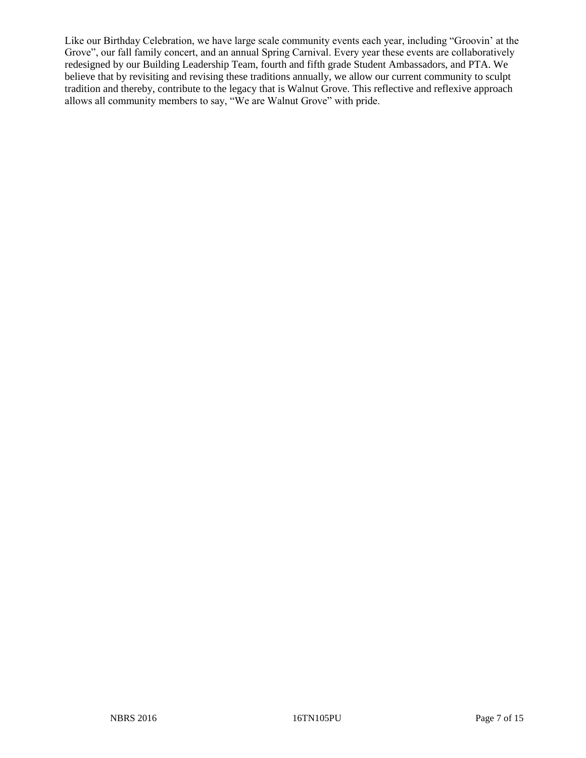Like our Birthday Celebration, we have large scale community events each year, including "Groovin' at the Grove", our fall family concert, and an annual Spring Carnival. Every year these events are collaboratively redesigned by our Building Leadership Team, fourth and fifth grade Student Ambassadors, and PTA. We believe that by revisiting and revising these traditions annually, we allow our current community to sculpt tradition and thereby, contribute to the legacy that is Walnut Grove. This reflective and reflexive approach allows all community members to say, "We are Walnut Grove" with pride.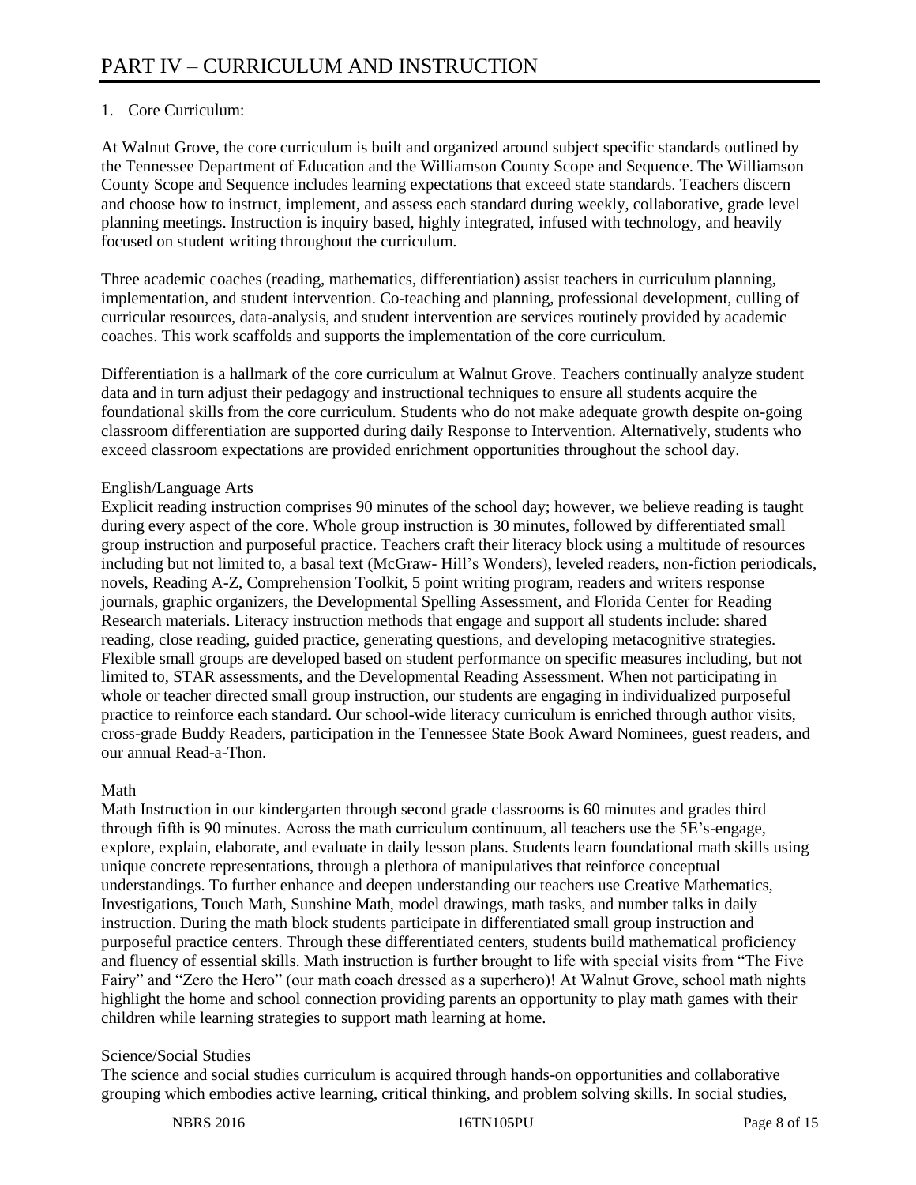# PART IV – CURRICULUM AND INSTRUCTION

1. Core Curriculum:

At Walnut Grove, the core curriculum is built and organized around subject specific standards outlined by the Tennessee Department of Education and the Williamson County Scope and Sequence. The Williamson County Scope and Sequence includes learning expectations that exceed state standards. Teachers discern and choose how to instruct, implement, and assess each standard during weekly, collaborative, grade level planning meetings. Instruction is inquiry based, highly integrated, infused with technology, and heavily focused on student writing throughout the curriculum.

Three academic coaches (reading, mathematics, differentiation) assist teachers in curriculum planning, implementation, and student intervention. Co-teaching and planning, professional development, culling of curricular resources, data-analysis, and student intervention are services routinely provided by academic coaches. This work scaffolds and supports the implementation of the core curriculum.

Differentiation is a hallmark of the core curriculum at Walnut Grove. Teachers continually analyze student data and in turn adjust their pedagogy and instructional techniques to ensure all students acquire the foundational skills from the core curriculum. Students who do not make adequate growth despite on-going classroom differentiation are supported during daily Response to Intervention. Alternatively, students who exceed classroom expectations are provided enrichment opportunities throughout the school day.

English/Language Arts

Explicit reading instruction comprises 90 minutes of the school day; however, we believe reading is taught during every aspect of the core. Whole group instruction is 30 minutes, followed by differentiated small group instruction and purposeful practice. Teachers craft their literacy block using a multitude of resources including but not limited to, a basal text (McGraw- Hill's Wonders), leveled readers, non-fiction periodicals, novels, Reading A-Z, Comprehension Toolkit, 5 point writing program, readers and writers response journals, graphic organizers, the Developmental Spelling Assessment, and Florida Center for Reading Research materials. Literacy instruction methods that engage and support all students include: shared reading, close reading, guided practice, generating questions, and developing metacognitive strategies. Flexible small groups are developed based on student performance on specific measures including, but not limited to, STAR assessments, and the Developmental Reading Assessment. When not participating in whole or teacher directed small group instruction, our students are engaging in individualized purposeful practice to reinforce each standard. Our school-wide literacy curriculum is enriched through author visits, cross-grade Buddy Readers, participation in the Tennessee State Book Award Nominees, guest readers, and our annual Read-a-Thon.

Math

Math Instruction in our kindergarten through second grade classrooms is 60 minutes and grades third through fifth is 90 minutes. Across the math curriculum continuum, all teachers use the 5E's-engage, explore, explain, elaborate, and evaluate in daily lesson plans. Students learn foundational math skills using unique concrete representations, through a plethora of manipulatives that reinforce conceptual understandings. To further enhance and deepen understanding our teachers use Creative Mathematics, Investigations, Touch Math, Sunshine Math, model drawings, math tasks, and number talks in daily instruction. During the math block students participate in differentiated small group instruction and purposeful practice centers. Through these differentiated centers, students build mathematical proficiency and fluency of essential skills. Math instruction is further brought to life with special visits from "The Five Fairy" and "Zero the Hero" (our math coach dressed as a superhero)! At Walnut Grove, school math nights highlight the home and school connection providing parents an opportunity to play math games with their children while learning strategies to support math learning at home.

Science/Social Studies

The science and social studies curriculum is acquired through hands-on opportunities and collaborative grouping which embodies active learning, critical thinking, and problem solving skills. In social studies,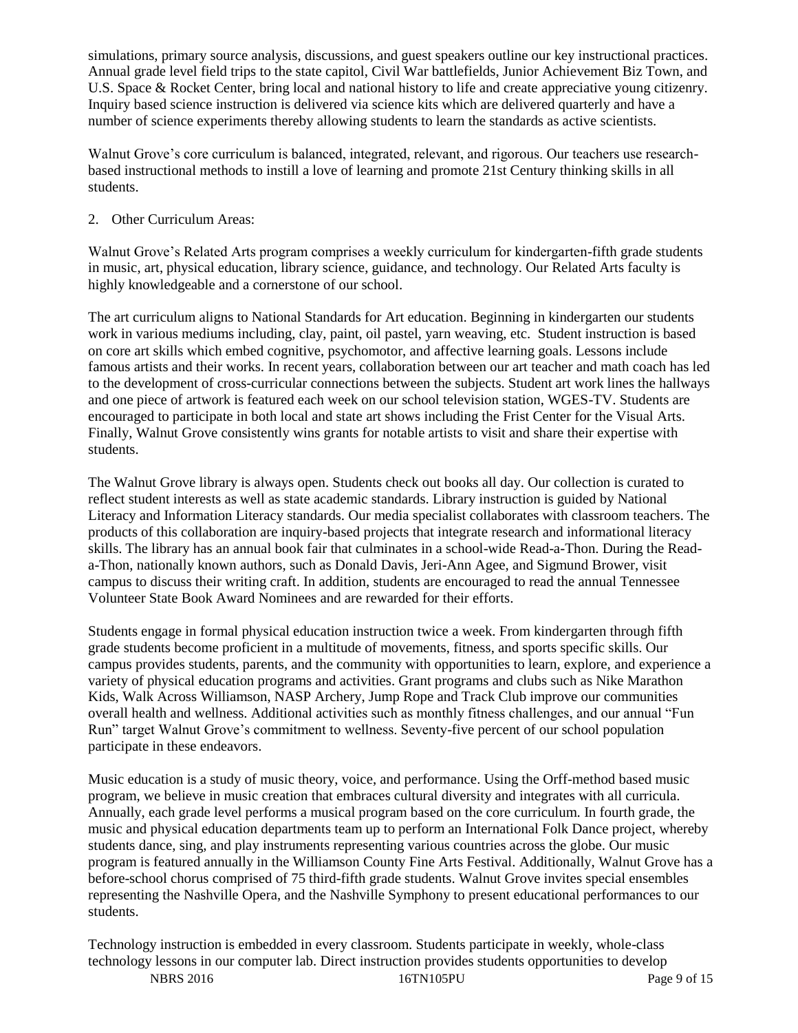simulations, primary source analysis, discussions, and guest speakers outline our key instructional practices. Annual grade level field trips to the state capitol, Civil War battlefields, Junior Achievement Biz Town, and U.S. Space & Rocket Center, bring local and national history to life and create appreciative young citizenry. Inquiry based science instruction is delivered via science kits which are delivered quarterly and have a number of science experiments thereby allowing students to learn the standards as active scientists.

Walnut Grove's core curriculum is balanced, integrated, relevant, and rigorous. Our teachers use research-based instructional methods to instill a love of learning and promote 21st Century thinking skills in all students.

2. Other Curriculum Areas:

Walnut Grove's Related Arts program comprises a weekly curriculum for kindergarten-fifth grade students in music, art, physical education, library science, guidance, and technology. Our Related Arts faculty is highly knowledgeable and a cornerstone of our school.

The art curriculum aligns to National Standards for Art education. Beginning in kindergarten our students work in various mediums including, clay, paint, oil pastel, yarn weaving, etc. Student instruction is based on core art skills which embed cognitive, psychomotor, and affective learning goals. Lessons include famous artists and their works. In recent years, collaboration between our art teacher and math coach has led to the development of cross-curricular connections between the subjects. Student art work lines the hallways and one piece of artwork is featured each week on our school television station, WGES-TV. Students are encouraged to participate in both local and state art shows including the Frist Center for the Visual Arts. Finally, Walnut Grove consistently wins grants for notable artists to visit and share their expertise with students.

The Walnut Grove library is always open. Students check out books all day. Our collection is curated to reflect student interests as well as state academic standards. Library instruction is guided by National Literacy and Information Literacy standards. Our media specialist collaborates with classroom teachers. The products of this collaboration are inquiry-based projects that integrate research and informational literacy skills. The library has an annual book fair that culminates in a school-wide Read-a-Thon. During the Read-a-Thon, nationally known authors, such as Donald Davis, Jeri-Ann Agee, and Sigmund Brower, visit campus to discuss their writing craft. In addition, students are encouraged to read the annual Tennessee Volunteer State Book Award Nominees and are rewarded for their efforts.

Students engage in formal physical education instruction twice a week. From kindergarten through fifth grade students become proficient in a multitude of movements, fitness, and sports specific skills. Our campus provides students, parents, and the community with opportunities to learn, explore, and experience a variety of physical education programs and activities. Grant programs and clubs such as Nike Marathon Kids, Walk Across Williamson, NASP Archery, Jump Rope and Track Club improve our communities overall health and wellness. Additional activities such as monthly fitness challenges, and our annual "Fun Run" target Walnut Grove's commitment to wellness. Seventy-five percent of our school population participate in these endeavors.

Music education is a study of music theory, voice, and performance. Using the Orff-method based music program, we believe in music creation that embraces cultural diversity and integrates with all curricula. Annually, each grade level performs a musical program based on the core curriculum. In fourth grade, the music and physical education departments team up to perform an International Folk Dance project, whereby students dance, sing, and play instruments representing various countries across the globe. Our music program is featured annually in the Williamson County Fine Arts Festival. Additionally, Walnut Grove has a before-school chorus comprised of 75 third-fifth grade students. Walnut Grove invites special ensembles representing the Nashville Opera, and the Nashville Symphony to present educational performances to our students.

Technology instruction is embedded in every classroom. Students participate in weekly, whole-class technology lessons in our computer lab. Direct instruction provides students opportunities to develop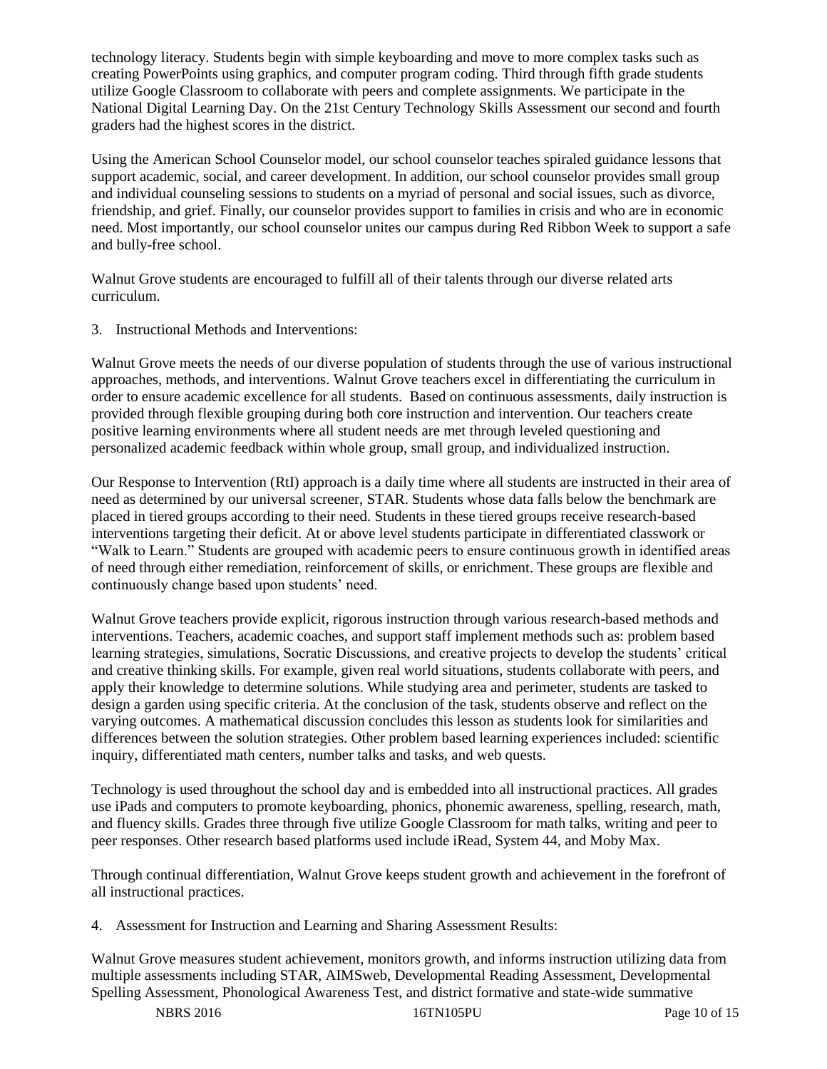technology literacy. Students begin with simple keyboarding and move to more complex tasks such as creating PowerPoints using graphics, and computer program coding. Third through fifth grade students utilize Google Classroom to collaborate with peers and complete assignments. We participate in the National Digital Learning Day. On the 21st Century Technology Skills Assessment our second and fourth graders had the highest scores in the district.

Using the American School Counselor model, our school counselor teaches spiraled guidance lessons that support academic, social, and career development. In addition, our school counselor provides small group and individual counseling sessions to students on a myriad of personal and social issues, such as divorce, friendship, and grief. Finally, our counselor provides support to families in crisis and who are in economic need. Most importantly, our school counselor unites our campus during Red Ribbon Week to support a safe and bully-free school.

Walnut Grove students are encouraged to fulfill all of their talents through our diverse related arts curriculum.

3. Instructional Methods and Interventions:

Walnut Grove meets the needs of our diverse population of students through the use of various instructional approaches, methods, and interventions. Walnut Grove teachers excel in differentiating the curriculum in order to ensure academic excellence for all students. Based on continuous assessments, daily instruction is provided through flexible grouping during both core instruction and intervention. Our teachers create positive learning environments where all student needs are met through leveled questioning and personalized academic feedback within whole group, small group, and individualized instruction.

Our Response to Intervention (RtI) approach is a daily time where all students are instructed in their area of need as determined by our universal screener, STAR. Students whose data falls below the benchmark are placed in tiered groups according to their need. Students in these tiered groups receive research-based interventions targeting their deficit. At or above level students participate in differentiated classwork or "Walk to Learn." Students are grouped with academic peers to ensure continuous growth in identified areas of need through either remediation, reinforcement of skills, or enrichment. These groups are flexible and continuously change based upon students' need.

Walnut Grove teachers provide explicit, rigorous instruction through various research-based methods and interventions. Teachers, academic coaches, and support staff implement methods such as: problem based learning strategies, simulations, Socratic Discussions, and creative projects to develop the students' critical and creative thinking skills. For example, given real world situations, students collaborate with peers, and apply their knowledge to determine solutions. While studying area and perimeter, students are tasked to design a garden using specific criteria. At the conclusion of the task, students observe and reflect on the varying outcomes. A mathematical discussion concludes this lesson as students look for similarities and differences between the solution strategies. Other problem based learning experiences included: scientific inquiry, differentiated math centers, number talks and tasks, and web quests.

Technology is used throughout the school day and is embedded into all instructional practices. All grades use iPads and computers to promote keyboarding, phonics, phonemic awareness, spelling, research, math, and fluency skills. Grades three through five utilize Google Classroom for math talks, writing and peer to peer responses. Other research based platforms used include iRead, System 44, and Moby Max.

Through continual differentiation, Walnut Grove keeps student growth and achievement in the forefront of all instructional practices.

4. Assessment for Instruction and Learning and Sharing Assessment Results:

Walnut Grove measures student achievement, monitors growth, and informs instruction utilizing data from multiple assessments including STAR, AIMSweb, Developmental Reading Assessment, Developmental Spelling Assessment, Phonological Awareness Test, and district formative and state-wide summative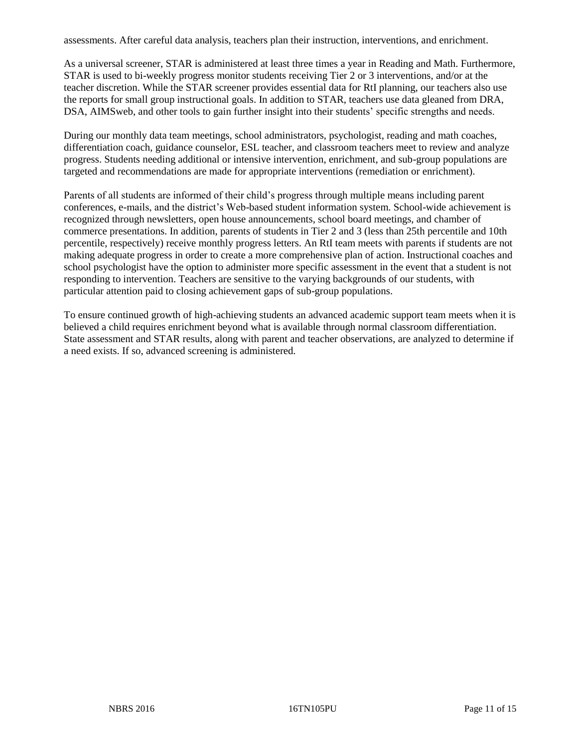assessments. After careful data analysis, teachers plan their instruction, interventions, and enrichment.

As a universal screener, STAR is administered at least three times a year in Reading and Math. Furthermore, STAR is used to bi-weekly progress monitor students receiving Tier 2 or 3 interventions, and/or at the teacher discretion. While the STAR screener provides essential data for RtI planning, our teachers also use the reports for small group instructional goals. In addition to STAR, teachers use data gleaned from DRA, DSA, AIMSweb, and other tools to gain further insight into their students' specific strengths and needs.

During our monthly data team meetings, school administrators, psychologist, reading and math coaches, differentiation coach, guidance counselor, ESL teacher, and classroom teachers meet to review and analyze progress. Students needing additional or intensive intervention, enrichment, and sub-group populations are targeted and recommendations are made for appropriate interventions (remediation or enrichment).

Parents of all students are informed of their child's progress through multiple means including parent conferences, e-mails, and the district's Web-based student information system. School-wide achievement is recognized through newsletters, open house announcements, school board meetings, and chamber of commerce presentations. In addition, parents of students in Tier 2 and 3 (less than 25th percentile and 10th percentile, respectively) receive monthly progress letters. An RtI team meets with parents if students are not making adequate progress in order to create a more comprehensive plan of action. Instructional coaches and school psychologist have the option to administer more specific assessment in the event that a student is not responding to intervention. Teachers are sensitive to the varying backgrounds of our students, with particular attention paid to closing achievement gaps of sub-group populations.

To ensure continued growth of high-achieving students an advanced academic support team meets when it is believed a child requires enrichment beyond what is available through normal classroom differentiation. State assessment and STAR results, along with parent and teacher observations, are analyzed to determine if a need exists. If so, advanced screening is administered.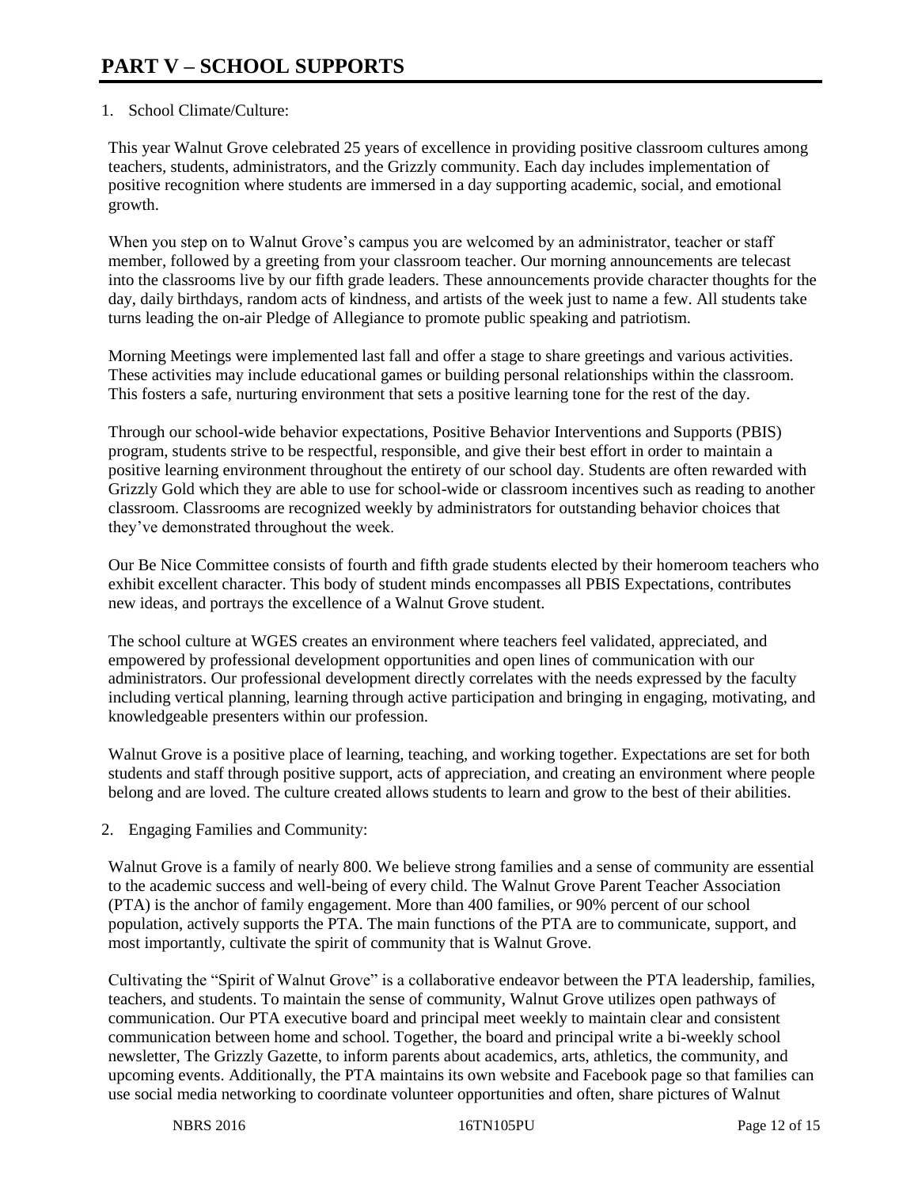# PART V – SCHOOL SUPPORTS

1. School Climate/Culture:

This year Walnut Grove celebrated 25 years of excellence in providing positive classroom cultures among teachers, students, administrators, and the Grizzly community. Each day includes implementation of positive recognition where students are immersed in a day supporting academic, social, and emotional growth.

When you step on to Walnut Grove's campus you are welcomed by an administrator, teacher or staff member, followed by a greeting from your classroom teacher. Our morning announcements are telecast into the classrooms live by our fifth grade leaders. These announcements provide character thoughts for the day, daily birthdays, random acts of kindness, and artists of the week just to name a few. All students take turns leading the on-air Pledge of Allegiance to promote public speaking and patriotism.

Morning Meetings were implemented last fall and offer a stage to share greetings and various activities. These activities may include educational games or building personal relationships within the classroom. This fosters a safe, nurturing environment that sets a positive learning tone for the rest of the day.

Through our school-wide behavior expectations, Positive Behavior Interventions and Supports (PBIS) program, students strive to be respectful, responsible, and give their best effort in order to maintain a positive learning environment throughout the entirety of our school day. Students are often rewarded with Grizzly Gold which they are able to use for school-wide or classroom incentives such as reading to another classroom. Classrooms are recognized weekly by administrators for outstanding behavior choices that they've demonstrated throughout the week.

Our Be Nice Committee consists of fourth and fifth grade students elected by their homeroom teachers who exhibit excellent character. This body of student minds encompasses all PBIS Expectations, contributes new ideas, and portrays the excellence of a Walnut Grove student.

The school culture at WGES creates an environment where teachers feel validated, appreciated, and empowered by professional development opportunities and open lines of communication with our administrators. Our professional development directly correlates with the needs expressed by the faculty including vertical planning, learning through active participation and bringing in engaging, motivating, and knowledgeable presenters within our profession.

Walnut Grove is a positive place of learning, teaching, and working together. Expectations are set for both students and staff through positive support, acts of appreciation, and creating an environment where people belong and are loved. The culture created allows students to learn and grow to the best of their abilities.

2. Engaging Families and Community:

Walnut Grove is a family of nearly 800. We believe strong families and a sense of community are essential to the academic success and well-being of every child. The Walnut Grove Parent Teacher Association (PTA) is the anchor of family engagement. More than 400 families, or 90% percent of our school population, actively supports the PTA. The main functions of the PTA are to communicate, support, and most importantly, cultivate the spirit of community that is Walnut Grove.

Cultivating the "Spirit of Walnut Grove" is a collaborative endeavor between the PTA leadership, families, teachers, and students. To maintain the sense of community, Walnut Grove utilizes open pathways of communication. Our PTA executive board and principal meet weekly to maintain clear and consistent communication between home and school. Together, the board and principal write a bi-weekly school newsletter, The Grizzly Gazette, to inform parents about academics, arts, athletics, the community, and upcoming events. Additionally, the PTA maintains its own website and Facebook page so that families can use social media networking to coordinate volunteer opportunities and often, share pictures of Walnut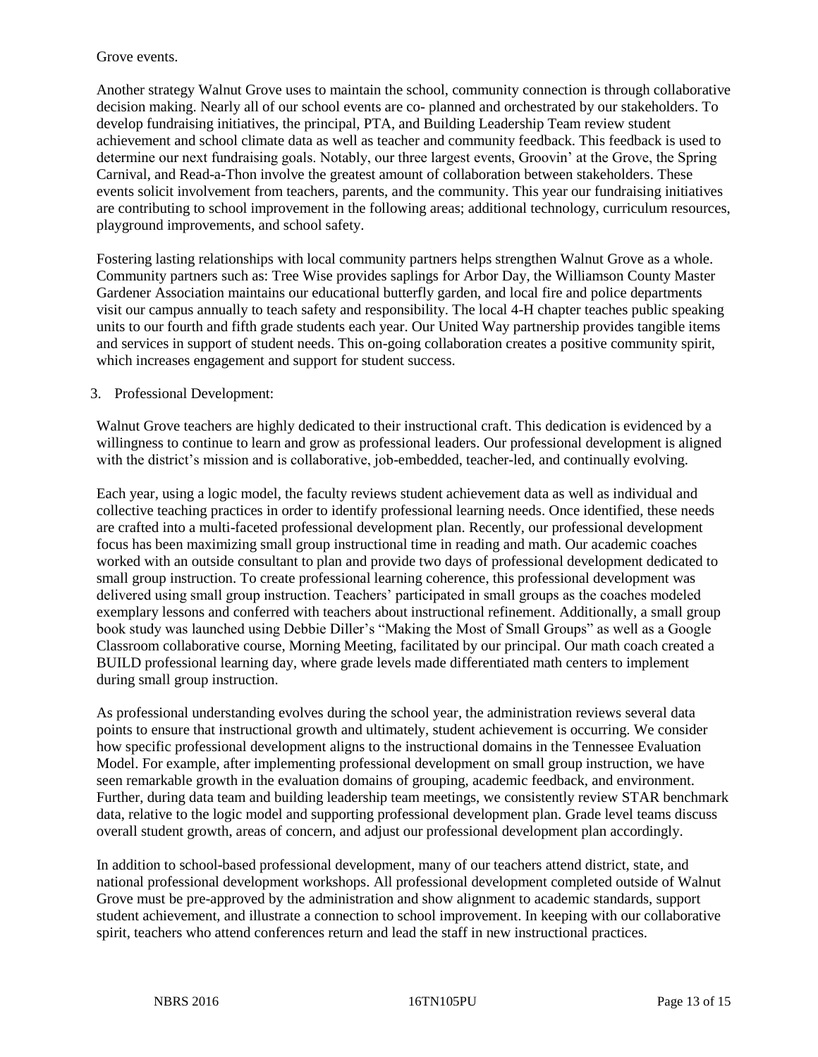Grove events.

Another strategy Walnut Grove uses to maintain the school, community connection is through collaborative decision making. Nearly all of our school events are co- planned and orchestrated by our stakeholders. To develop fundraising initiatives, the principal, PTA, and Building Leadership Team review student achievement and school climate data as well as teacher and community feedback. This feedback is used to determine our next fundraising goals. Notably, our three largest events, Groovin' at the Grove, the Spring Carnival, and Read-a-Thon involve the greatest amount of collaboration between stakeholders. These events solicit involvement from teachers, parents, and the community. This year our fundraising initiatives are contributing to school improvement in the following areas; additional technology, curriculum resources, playground improvements, and school safety.

Fostering lasting relationships with local community partners helps strengthen Walnut Grove as a whole. Community partners such as: Tree Wise provides saplings for Arbor Day, the Williamson County Master Gardener Association maintains our educational butterfly garden, and local fire and police departments visit our campus annually to teach safety and responsibility. The local 4-H chapter teaches public speaking units to our fourth and fifth grade students each year. Our United Way partnership provides tangible items and services in support of student needs. This on-going collaboration creates a positive community spirit, which increases engagement and support for student success.

3. Professional Development:

Walnut Grove teachers are highly dedicated to their instructional craft. This dedication is evidenced by a willingness to continue to learn and grow as professional leaders. Our professional development is aligned with the district's mission and is collaborative, job-embedded, teacher-led, and continually evolving.

Each year, using a logic model, the faculty reviews student achievement data as well as individual and collective teaching practices in order to identify professional learning needs. Once identified, these needs are crafted into a multi-faceted professional development plan. Recently, our professional development focus has been maximizing small group instructional time in reading and math. Our academic coaches worked with an outside consultant to plan and provide two days of professional development dedicated to small group instruction. To create professional learning coherence, this professional development was delivered using small group instruction. Teachers' participated in small groups as the coaches modeled exemplary lessons and conferred with teachers about instructional refinement. Additionally, a small group book study was launched using Debbie Diller's "Making the Most of Small Groups" as well as a Google Classroom collaborative course, Morning Meeting, facilitated by our principal. Our math coach created a BUILD professional learning day, where grade levels made differentiated math centers to implement during small group instruction.

As professional understanding evolves during the school year, the administration reviews several data points to ensure that instructional growth and ultimately, student achievement is occurring. We consider how specific professional development aligns to the instructional domains in the Tennessee Evaluation Model. For example, after implementing professional development on small group instruction, we have seen remarkable growth in the evaluation domains of grouping, academic feedback, and environment. Further, during data team and building leadership team meetings, we consistently review STAR benchmark data, relative to the logic model and supporting professional development plan. Grade level teams discuss overall student growth, areas of concern, and adjust our professional development plan accordingly.

In addition to school-based professional development, many of our teachers attend district, state, and national professional development workshops. All professional development completed outside of Walnut Grove must be pre-approved by the administration and show alignment to academic standards, support student achievement, and illustrate a connection to school improvement. In keeping with our collaborative spirit, teachers who attend conferences return and lead the staff in new instructional practices.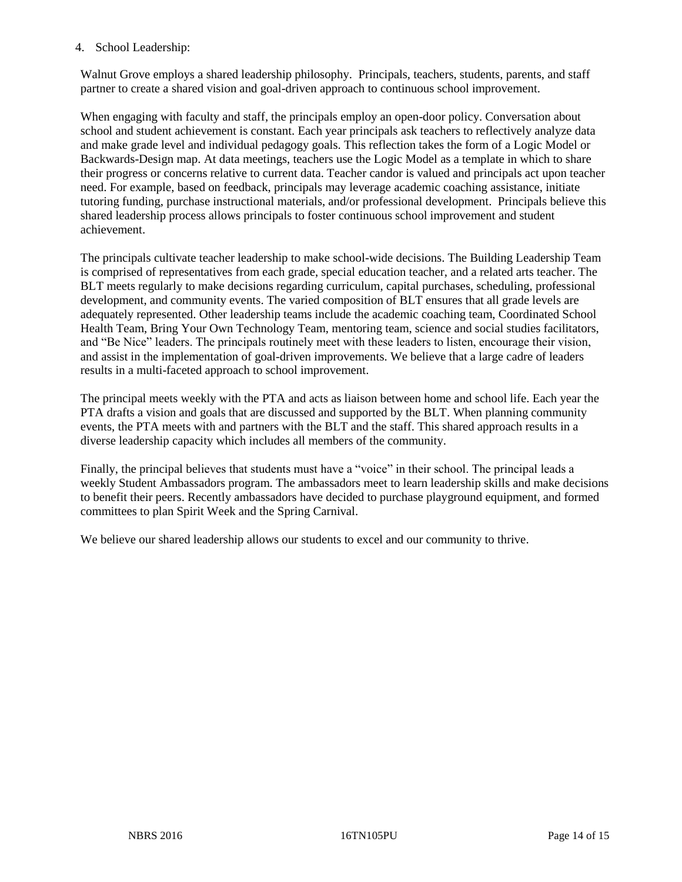4. School Leadership:

Walnut Grove employs a shared leadership philosophy. Principals, teachers, students, parents, and staff partner to create a shared vision and goal-driven approach to continuous school improvement.

When engaging with faculty and staff, the principals employ an open-door policy. Conversation about school and student achievement is constant. Each year principals ask teachers to reflectively analyze data and make grade level and individual pedagogy goals. This reflection takes the form of a Logic Model or Backwards-Design map. At data meetings, teachers use the Logic Model as a template in which to share their progress or concerns relative to current data. Teacher candor is valued and principals act upon teacher need. For example, based on feedback, principals may leverage academic coaching assistance, initiate tutoring funding, purchase instructional materials, and/or professional development. Principals believe this shared leadership process allows principals to foster continuous school improvement and student achievement.

The principals cultivate teacher leadership to make school-wide decisions. The Building Leadership Team is comprised of representatives from each grade, special education teacher, and a related arts teacher. The BLT meets regularly to make decisions regarding curriculum, capital purchases, scheduling, professional development, and community events. The varied composition of BLT ensures that all grade levels are adequately represented. Other leadership teams include the academic coaching team, Coordinated School Health Team, Bring Your Own Technology Team, mentoring team, science and social studies facilitators, and "Be Nice" leaders. The principals routinely meet with these leaders to listen, encourage their vision, and assist in the implementation of goal-driven improvements. We believe that a large cadre of leaders results in a multi-faceted approach to school improvement.

The principal meets weekly with the PTA and acts as liaison between home and school life. Each year the PTA drafts a vision and goals that are discussed and supported by the BLT. When planning community events, the PTA meets with and partners with the BLT and the staff. This shared approach results in a diverse leadership capacity which includes all members of the community.

Finally, the principal believes that students must have a "voice" in their school. The principal leads a weekly Student Ambassadors program. The ambassadors meet to learn leadership skills and make decisions to benefit their peers. Recently ambassadors have decided to purchase playground equipment, and formed committees to plan Spirit Week and the Spring Carnival.

We believe our shared leadership allows our students to excel and our community to thrive.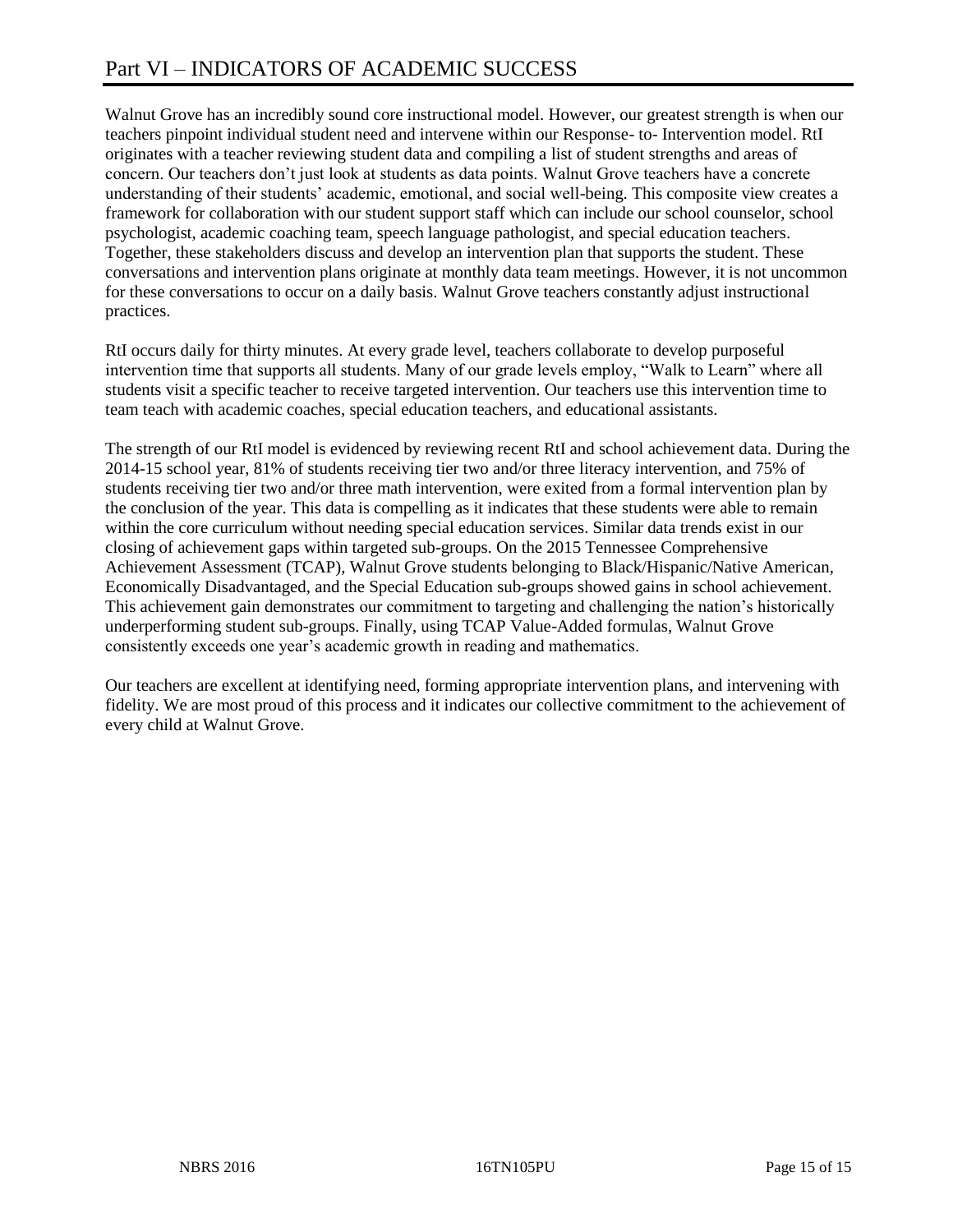# Part VI – INDICATORS OF ACADEMIC SUCCESS

Walnut Grove has an incredibly sound core instructional model. However, our greatest strength is when our teachers pinpoint individual student need and intervene within our Response- to- Intervention model. RtI originates with a teacher reviewing student data and compiling a list of student strengths and areas of concern. Our teachers don't just look at students as data points. Walnut Grove teachers have a concrete understanding of their students' academic, emotional, and social well-being. This composite view creates a framework for collaboration with our student support staff which can include our school counselor, school psychologist, academic coaching team, speech language pathologist, and special education teachers. Together, these stakeholders discuss and develop an intervention plan that supports the student. These conversations and intervention plans originate at monthly data team meetings. However, it is not uncommon for these conversations to occur on a daily basis. Walnut Grove teachers constantly adjust instructional practices.

RtI occurs daily for thirty minutes. At every grade level, teachers collaborate to develop purposeful intervention time that supports all students. Many of our grade levels employ, "Walk to Learn" where all students visit a specific teacher to receive targeted intervention. Our teachers use this intervention time to team teach with academic coaches, special education teachers, and educational assistants.

The strength of our RtI model is evidenced by reviewing recent RtI and school achievement data. During the 2014-15 school year, 81% of students receiving tier two and/or three literacy intervention, and 75% of students receiving tier two and/or three math intervention, were exited from a formal intervention plan by the conclusion of the year. This data is compelling as it indicates that these students were able to remain within the core curriculum without needing special education services. Similar data trends exist in our closing of achievement gaps within targeted sub-groups. On the 2015 Tennessee Comprehensive Achievement Assessment (TCAP), Walnut Grove students belonging to Black/Hispanic/Native American, Economically Disadvantaged, and the Special Education sub-groups showed gains in school achievement. This achievement gain demonstrates our commitment to targeting and challenging the nation's historically underperforming student sub-groups. Finally, using TCAP Value-Added formulas, Walnut Grove consistently exceeds one year's academic growth in reading and mathematics.

Our teachers are excellent at identifying need, forming appropriate intervention plans, and intervening with fidelity. We are most proud of this process and it indicates our collective commitment to the achievement of every child at Walnut Grove.